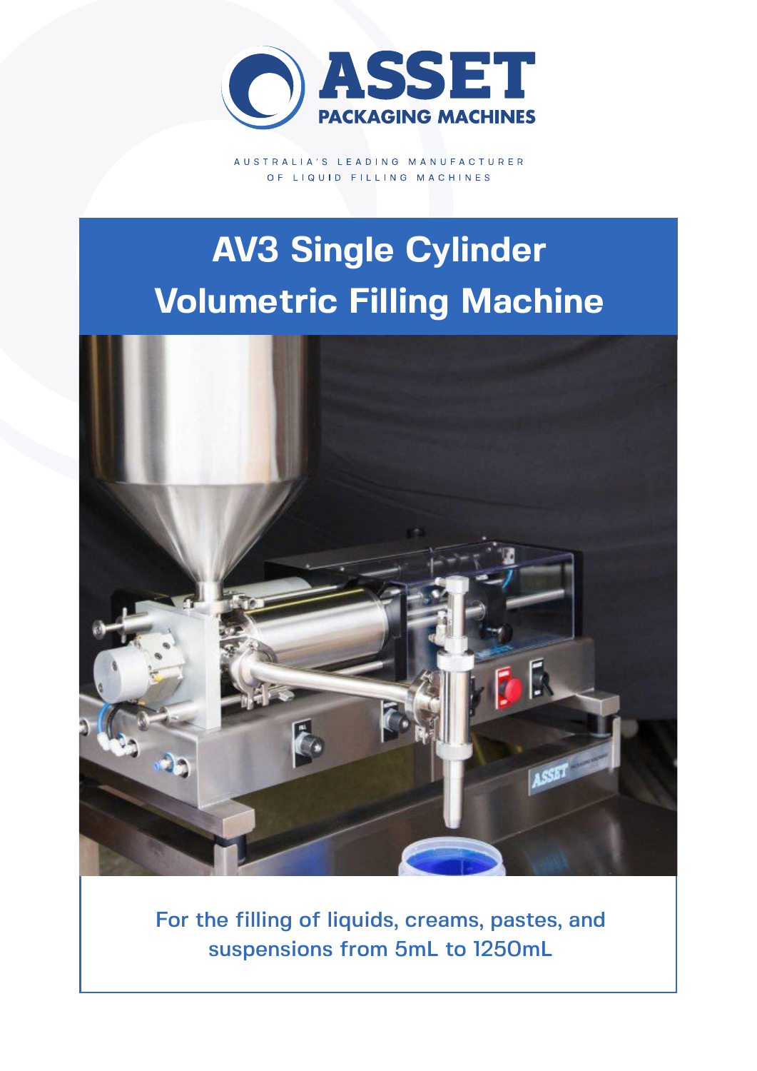ASSET
PACKAGING MACHINES

AUSTRALIA'S LEADING MANUFACTURER
OF LIQUID FILLING MACHINES

# AV3 Single Cylinder Volumetric Filling Machine

For the filling of liquids, creams, pastes, and suspensions from 5mL to 1250mL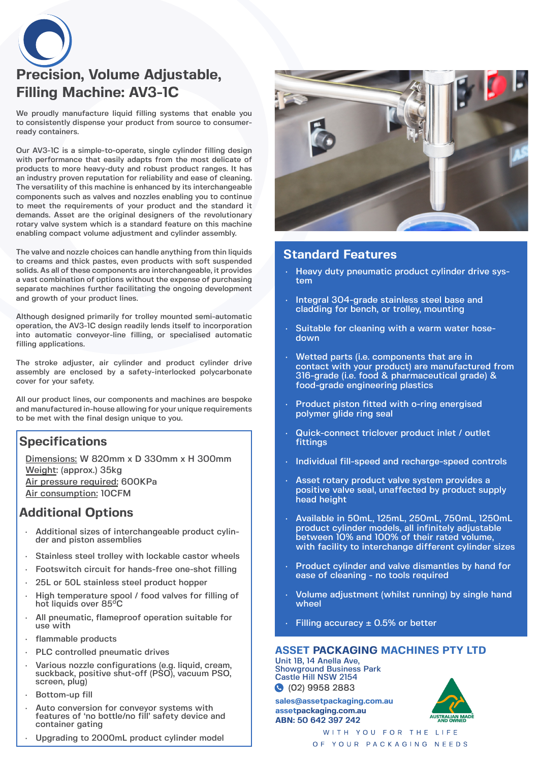# Precision, Volume Adjustable, Filling Machine: AV3-1C

We proudly manufacture liquid filling systems that enable you to consistently dispense your product from source to consumer-ready containers.

Our AV3-1C is a simple-to-operate, single cylinder filling design with performance that easily adapts from the most delicate of products to more heavy-duty and robust product ranges. It has an industry proven reputation for reliability and ease of cleaning. The versatility of this machine is enhanced by its interchangeable components such as valves and nozzles enabling you to continue to meet the requirements of your product and the standard it demands. Asset are the original designers of the revolutionary rotary valve system which is a standard feature on this machine enabling compact volume adjustment and cylinder assembly.

The valve and nozzle choices can handle anything from thin liquids to creams and thick pastes, even products with soft suspended solids. As all of these components are interchangeable, it provides a vast combination of options without the expense of purchasing separate machines further facilitating the ongoing development and growth of your product lines.

Although designed primarily for trolley mounted semi-automatic operation, the AV3-1C design readily lends itself to incorporation into automatic conveyor-line filling, or specialised automatic filling applications.

The stroke adjuster, air cylinder and product cylinder drive assembly are enclosed by a safety-interlocked polycarbonate cover for your safety.

All our product lines, our components and machines are bespoke and manufactured in-house allowing for your unique requirements to be met with the final design unique to you.

## Specifications

Dimensions: W 820mm x D 330mm x H 300mm
Weight: (approx.) 35kg
Air pressure required: 600KPa
Air consumption: 10CFM

## Additional Options

- Additional sizes of interchangeable product cylinder and piston assemblies
- Stainless steel trolley with lockable castor wheels
- Footswitch circuit for hands-free one-shot filling
- 25L or 50L stainless steel product hopper
- High temperature spool / food valves for filling of hot liquids over 85°C
- All pneumatic, flameproof operation suitable for use with
- flammable products
- PLC controlled pneumatic drives
- Various nozzle configurations (e.g. liquid, cream, suckback, positive shut-off (PSO), vacuum PSO, screen, plug)
- Bottom-up fill
- Auto conversion for conveyor systems with features of 'no bottle/no fill' safety device and container gating
- Upgrading to 2000mL product cylinder model

## Standard Features

- Heavy duty pneumatic product cylinder drive system
- Integral 304-grade stainless steel base and cladding for bench, or trolley, mounting
- Suitable for cleaning with a warm water hose-down
- Wetted parts (i.e. components that are in contact with your product) are manufactured from 316-grade (i.e. food & pharmaceutical grade) & food-grade engineering plastics
- Product piston fitted with o-ring energised polymer glide ring seal
- Quick-connect triclover product inlet / outlet fittings
- Individual fill-speed and recharge-speed controls
- Asset rotary product valve system provides a positive valve seal, unaffected by product supply head height
- Available in 50mL, 125mL, 250mL, 750mL, 1250mL product cylinder models, all infinitely adjustable between 10% and 100% of their rated volume, with facility to interchange different cylinder sizes
- Product cylinder and valve dismantles by hand for ease of cleaning - no tools required
- Volume adjustment (whilst running) by single hand wheel
- Filling accuracy ± 0.5% or better

**ASSET PACKAGING MACHINES PTY LTD**
Unit 1B, 14 Anella Ave,
Showground Business Park
Castle Hill NSW 2154
(02) 9958 2883
sales@assetpackaging.com.au
assetpackaging.com.au
ABN: 50 642 397 242

AUSTRALIAN MADE AND OWNED

WITH YOU FOR THE LIFE OF YOUR PACKAGING NEEDS